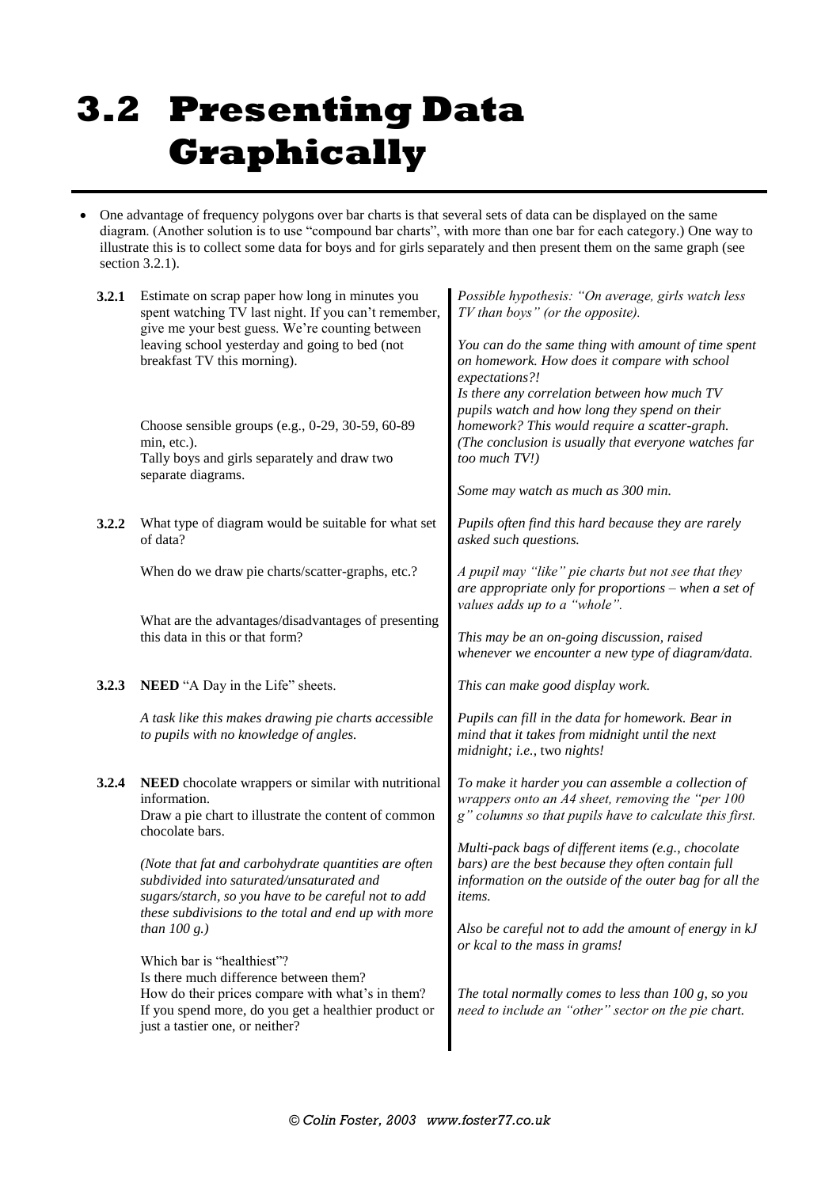# 3.2 Presenting Data Graphically

- One advantage of frequency polygons over bar charts is that several sets of data can be displayed on the same diagram. (Another solution is to use "compound bar charts", with more than one bar for each category.) One way to illustrate this is to collect some data for boys and for girls separately and then present them on the same graph (see section 3.2.1).

**3.2.1** Estimate on scrap paper how long in minutes you spent watching TV last night. If you can't remember, give me your best guess. We're counting between leaving school yesterday and going to bed (not breakfast TV this morning).

Choose sensible groups (e.g., 0-29, 30-59, 60-89 min, etc.).
Tally boys and girls separately and draw two separate diagrams.

*Possible hypothesis: "On average, girls watch less TV than boys" (or the opposite).*

*You can do the same thing with amount of time spent on homework. How does it compare with school expectations?!*
*Is there any correlation between how much TV pupils watch and how long they spend on their homework? This would require a scatter-graph. (The conclusion is usually that everyone watches far too much TV!)*

*Some may watch as much as 300 min.*

**3.2.2** What type of diagram would be suitable for what set of data?

When do we draw pie charts/scatter-graphs, etc.?

What are the advantages/disadvantages of presenting this data in this or that form?

*Pupils often find this hard because they are rarely asked such questions.*

*A pupil may "like" pie charts but not see that they are appropriate only for proportions – when a set of values adds up to a "whole".*

*This may be an on-going discussion, raised whenever we encounter a new type of diagram/data.*

**3.2.3** **NEED** "A Day in the Life" sheets.

*A task like this makes drawing pie charts accessible to pupils with no knowledge of angles.*

*This can make good display work.*

*Pupils can fill in the data for homework. Bear in mind that it takes from midnight until the next midnight; i.e.,* two *nights!*

**3.2.4** **NEED** chocolate wrappers or similar with nutritional information.
Draw a pie chart to illustrate the content of common chocolate bars.

*(Note that fat and carbohydrate quantities are often subdivided into saturated/unsaturated and sugars/starch, so you have to be careful not to add these subdivisions to the total and end up with more than 100 g.)*

Which bar is "healthiest"?
Is there much difference between them?
How do their prices compare with what's in them?
If you spend more, do you get a healthier product or just a tastier one, or neither?

*To make it harder you can assemble a collection of wrappers onto an A4 sheet, removing the "per 100 g" columns so that pupils have to calculate this first.*

*Multi-pack bags of different items (e.g., chocolate bars) are the best because they often contain full information on the outside of the outer bag for all the items.*

*Also be careful not to add the amount of energy in kJ or kcal to the mass in grams!*

*The total normally comes to less than 100 g, so you need to include an "other" sector on the pie chart.*

*© Colin Foster, 2003 www.foster77.co.uk*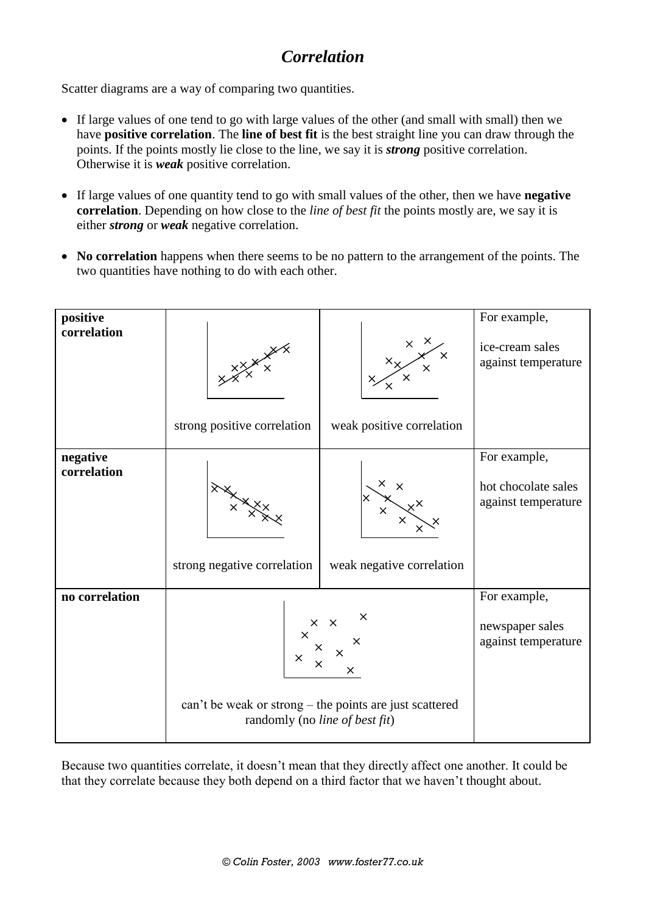# *Correlation*

Scatter diagrams are a way of comparing two quantities.

- If large values of one tend to go with large values of the other (and small with small) then we have **positive correlation**. The **line of best fit** is the best straight line you can draw through the points. If the points mostly lie close to the line, we say it is ***strong*** positive correlation. Otherwise it is ***weak*** positive correlation.

- If large values of one quantity tend to go with small values of the other, then we have **negative correlation**. Depending on how close to the *line of best fit* the points mostly are, we say it is either ***strong*** or ***weak*** negative correlation.

- **No correlation** happens when there seems to be no pattern to the arrangement of the points. The two quantities have nothing to do with each other.

| | | | |
|---|---|---|---|
| **positive correlation** | strong positive correlation | weak positive correlation | For example, ice-cream sales against temperature |
| **negative correlation** | strong negative correlation | weak negative correlation | For example, hot chocolate sales against temperature |
| **no correlation** | can't be weak or strong – the points are just scattered randomly (no *line of best fit*) | | For example, newspaper sales against temperature |

Because two quantities correlate, it doesn't mean that they directly affect one another. It could be that they correlate because they both depend on a third factor that we haven't thought about.

*© Colin Foster, 2003 www.foster77.co.uk*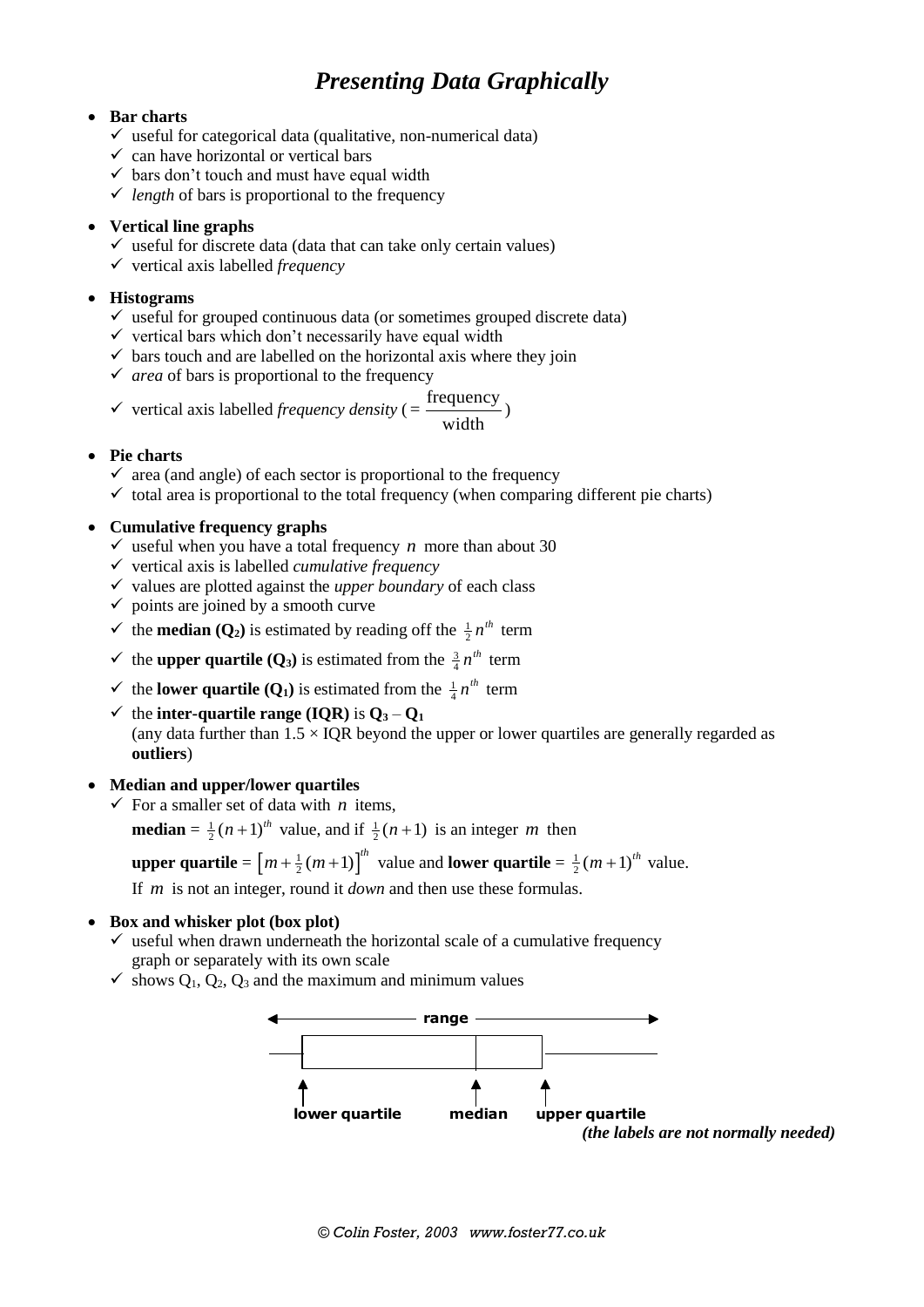# *Presenting Data Graphically*

- **Bar charts**
  - ✓ useful for categorical data (qualitative, non-numerical data)
  - ✓ can have horizontal or vertical bars
  - ✓ bars don't touch and must have equal width
  - ✓ *length* of bars is proportional to the frequency

- **Vertical line graphs**
  - ✓ useful for discrete data (data that can take only certain values)
  - ✓ vertical axis labelled *frequency*

- **Histograms**
  - ✓ useful for grouped continuous data (or sometimes grouped discrete data)
  - ✓ vertical bars which don't necessarily have equal width
  - ✓ bars touch and are labelled on the horizontal axis where they join
  - ✓ *area* of bars is proportional to the frequency
  - ✓ vertical axis labelled *frequency density* ( = $\frac{\text{frequency}}{\text{width}}$ )

- **Pie charts**
  - ✓ area (and angle) of each sector is proportional to the frequency
  - ✓ total area is proportional to the total frequency (when comparing different pie charts)

- **Cumulative frequency graphs**
  - ✓ useful when you have a total frequency $n$ more than about 30
  - ✓ vertical axis is labelled *cumulative frequency*
  - ✓ values are plotted against the *upper boundary* of each class
  - ✓ points are joined by a smooth curve
  - ✓ the **median ($Q_2$)** is estimated by reading off the $\frac{1}{2}n^{th}$ term
  - ✓ the **upper quartile ($Q_3$)** is estimated from the $\frac{3}{4}n^{th}$ term
  - ✓ the **lower quartile ($Q_1$)** is estimated from the $\frac{1}{4}n^{th}$ term
  - ✓ the **inter-quartile range (IQR)** is $Q_3 - Q_1$
    (any data further than $1.5 \times$ IQR beyond the upper or lower quartiles are generally regarded as **outliers**)

- **Median and upper/lower quartiles**
  - ✓ For a smaller set of data with $n$ items,
    **median** = $\frac{1}{2}(n+1)^{th}$ value, and if $\frac{1}{2}(n+1)$ is an integer $m$ then
    **upper quartile** = $\left[m + \frac{1}{2}(m+1)\right]^{th}$ value and **lower quartile** = $\frac{1}{2}(m+1)^{th}$ value.
    If $m$ is not an integer, round it *down* and then use these formulas.

- **Box and whisker plot (box plot)**
  - ✓ useful when drawn underneath the horizontal scale of a cumulative frequency graph or separately with its own scale
  - ✓ shows $Q_1$, $Q_2$, $Q_3$ and the maximum and minimum values

range

lower quartile    median    upper quartile

*(the labels are not normally needed)*

© Colin Foster, 2003 www.foster77.co.uk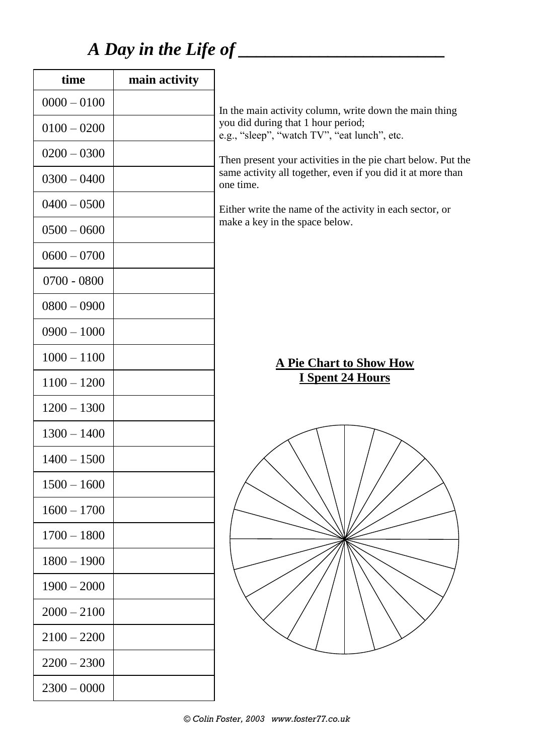# *A Day in the Life of ________________________*

| time | main activity |
| --- | --- |
| 0000 – 0100 | |
| 0100 – 0200 | |
| 0200 – 0300 | |
| 0300 – 0400 | |
| 0400 – 0500 | |
| 0500 – 0600 | |
| 0600 – 0700 | |
| 0700 - 0800 | |
| 0800 – 0900 | |
| 0900 – 1000 | |
| 1000 – 1100 | |
| 1100 – 1200 | |
| 1200 – 1300 | |
| 1300 – 1400 | |
| 1400 – 1500 | |
| 1500 – 1600 | |
| 1600 – 1700 | |
| 1700 – 1800 | |
| 1800 – 1900 | |
| 1900 – 2000 | |
| 2000 – 2100 | |
| 2100 – 2200 | |
| 2200 – 2300 | |
| 2300 – 0000 | |

In the main activity column, write down the main thing you did during that 1 hour period; e.g., "sleep", "watch TV", "eat lunch", etc.

Then present your activities in the pie chart below. Put the same activity all together, even if you did it at more than one time.

Either write the name of the activity in each sector, or make a key in the space below.

**A Pie Chart to Show How I Spent 24 Hours**

*© Colin Foster, 2003 www.foster77.co.uk*